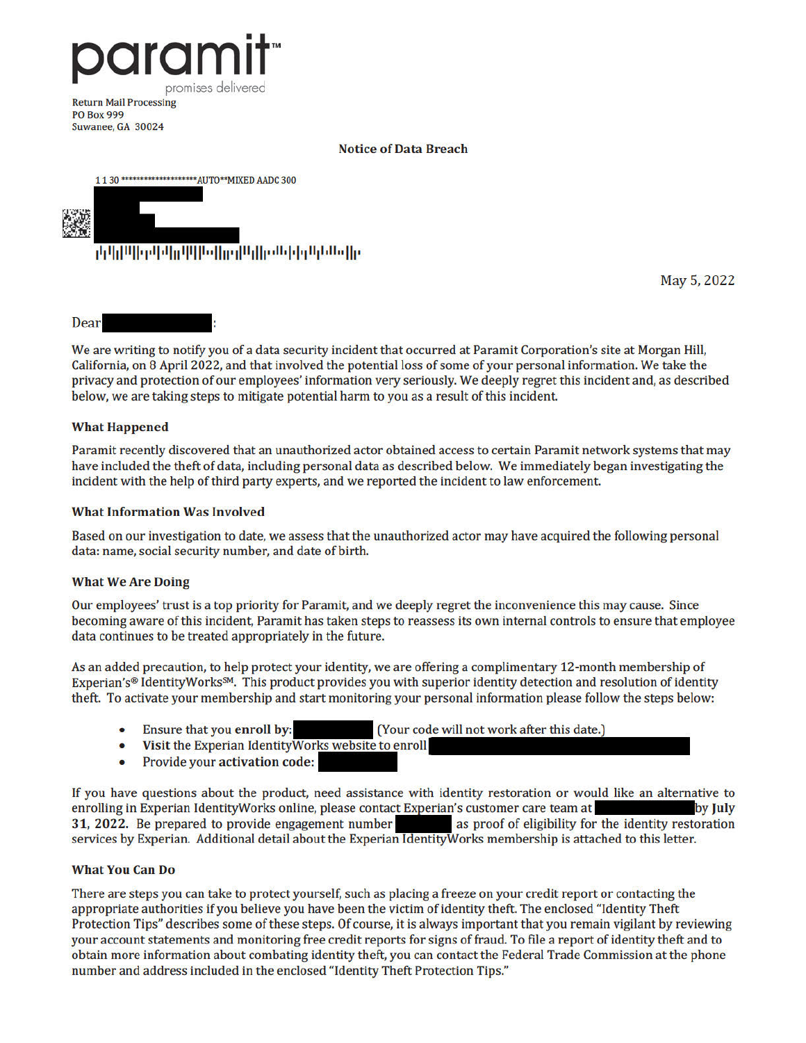paramit™
promises delivered

Return Mail Processing
PO Box 999
Suwanee, GA 30024

**Notice of Data Breach**

1 1 30 *******************AUTO**MIXED AADC 300

May 5, 2022

Dear :

We are writing to notify you of a data security incident that occurred at Paramit Corporation's site at Morgan Hill, California, on 8 April 2022, and that involved the potential loss of some of your personal information. We take the privacy and protection of our employees' information very seriously. We deeply regret this incident and, as described below, we are taking steps to mitigate potential harm to you as a result of this incident.

### What Happened

Paramit recently discovered that an unauthorized actor obtained access to certain Paramit network systems that may have included the theft of data, including personal data as described below. We immediately began investigating the incident with the help of third party experts, and we reported the incident to law enforcement.

### What Information Was Involved

Based on our investigation to date, we assess that the unauthorized actor may have acquired the following personal data: name, social security number, and date of birth.

### What We Are Doing

Our employees' trust is a top priority for Paramit, and we deeply regret the inconvenience this may cause. Since becoming aware of this incident, Paramit has taken steps to reassess its own internal controls to ensure that employee data continues to be treated appropriately in the future.

As an added precaution, to help protect your identity, we are offering a complimentary 12-month membership of Experian's® IdentityWorks℠. This product provides you with superior identity detection and resolution of identity theft. To activate your membership and start monitoring your personal information please follow the steps below:

- Ensure that you **enroll by**: (Your code will not work after this date.)
- **Visit** the Experian IdentityWorks website to enroll
- Provide your **activation code:**

If you have questions about the product, need assistance with identity restoration or would like an alternative to enrolling in Experian IdentityWorks online, please contact Experian's customer care team at by **July 31, 2022.** Be prepared to provide engagement number as proof of eligibility for the identity restoration services by Experian. Additional detail about the Experian IdentityWorks membership is attached to this letter.

### What You Can Do

There are steps you can take to protect yourself, such as placing a freeze on your credit report or contacting the appropriate authorities if you believe you have been the victim of identity theft. The enclosed "Identity Theft Protection Tips" describes some of these steps. Of course, it is always important that you remain vigilant by reviewing your account statements and monitoring free credit reports for signs of fraud. To file a report of identity theft and to obtain more information about combating identity theft, you can contact the Federal Trade Commission at the phone number and address included in the enclosed "Identity Theft Protection Tips."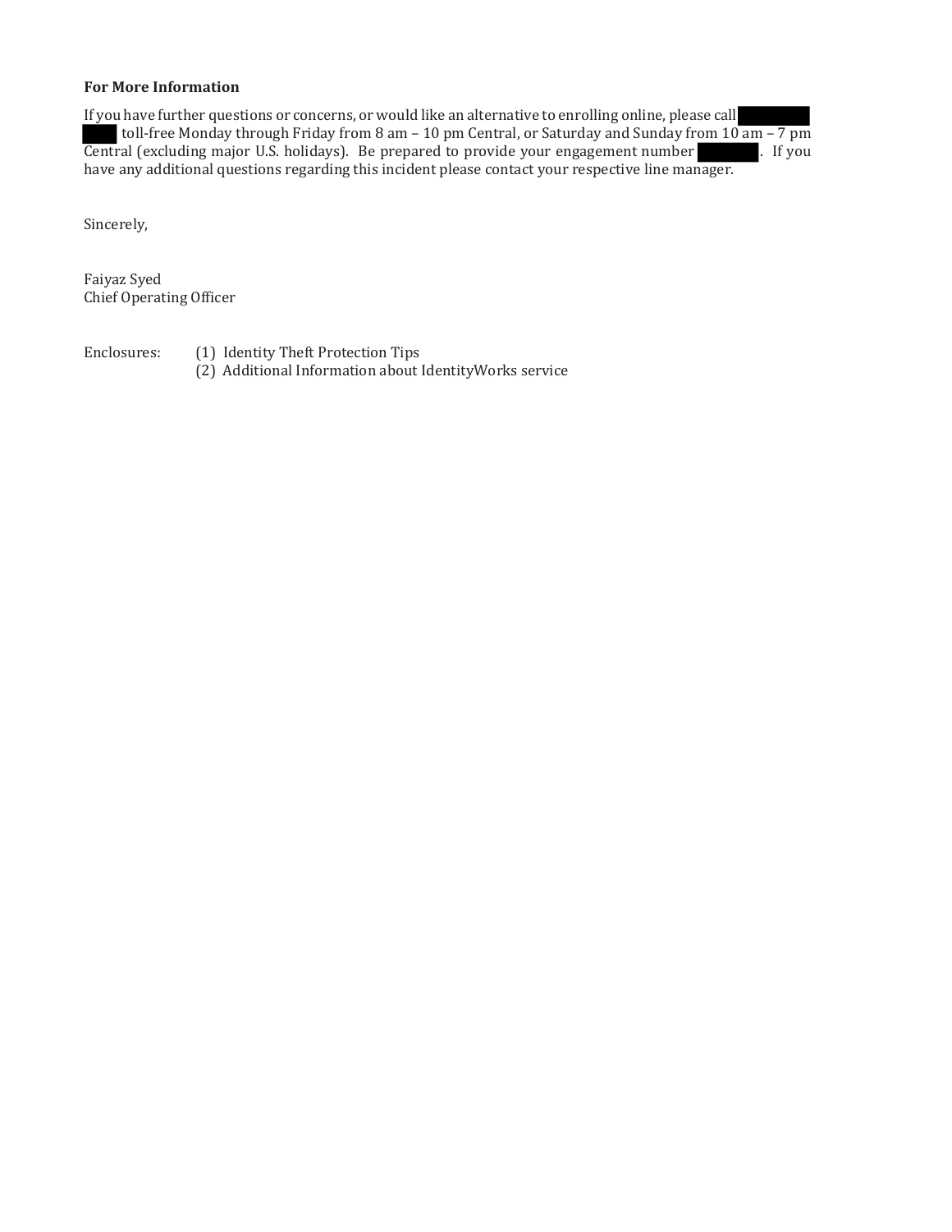**For More Information**

If you have further questions or concerns, or would like an alternative to enrolling online, please call [REDACTED] toll-free Monday through Friday from 8 am – 10 pm Central, or Saturday and Sunday from 10 am – 7 pm Central (excluding major U.S. holidays). Be prepared to provide your engagement number [REDACTED]. If you have any additional questions regarding this incident please contact your respective line manager.

Sincerely,

Faiyaz Syed
Chief Operating Officer

Enclosures:
(1) Identity Theft Protection Tips
(2) Additional Information about IdentityWorks service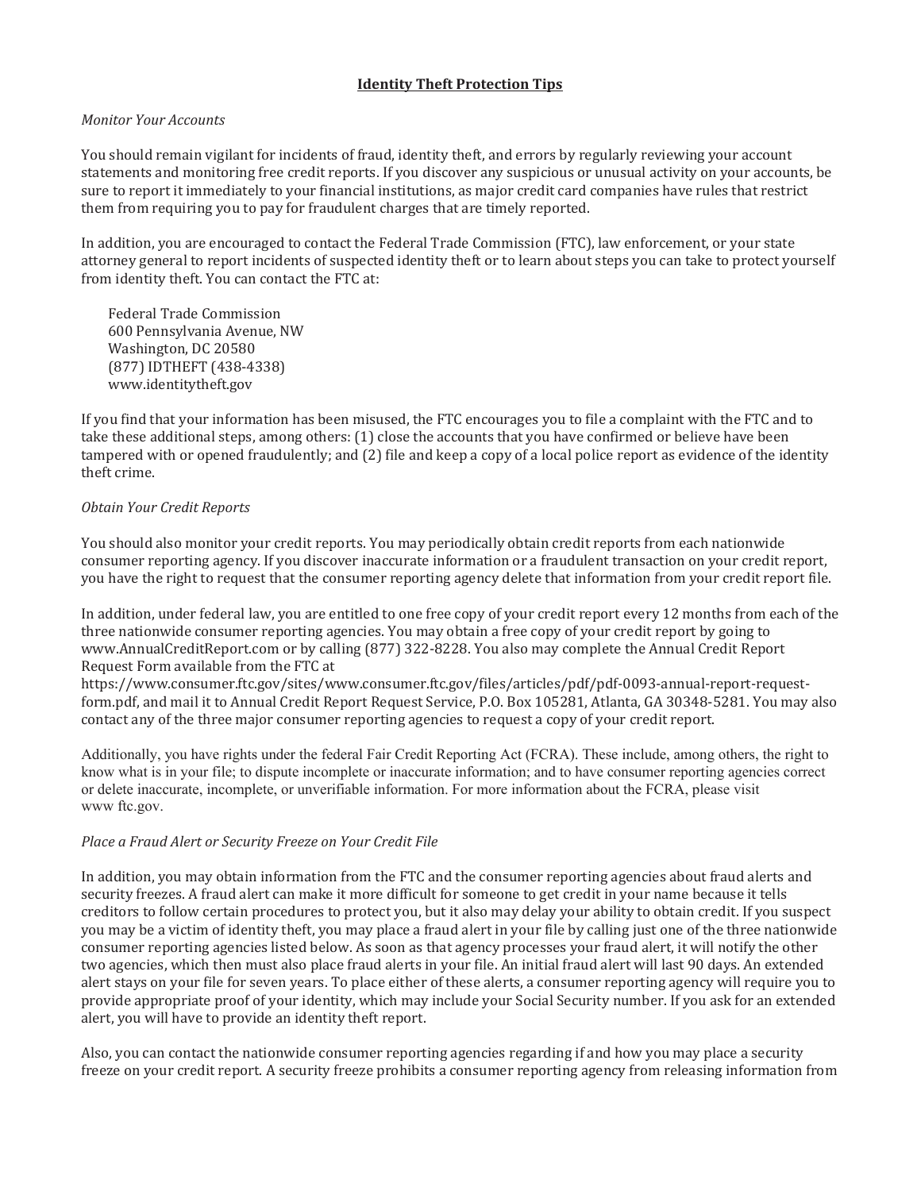## **Identity Theft Protection Tips**

*Monitor Your Accounts*

You should remain vigilant for incidents of fraud, identity theft, and errors by regularly reviewing your account statements and monitoring free credit reports. If you discover any suspicious or unusual activity on your accounts, be sure to report it immediately to your financial institutions, as major credit card companies have rules that restrict them from requiring you to pay for fraudulent charges that are timely reported.

In addition, you are encouraged to contact the Federal Trade Commission (FTC), law enforcement, or your state attorney general to report incidents of suspected identity theft or to learn about steps you can take to protect yourself from identity theft. You can contact the FTC at:

Federal Trade Commission
600 Pennsylvania Avenue, NW
Washington, DC 20580
(877) IDTHEFT (438-4338)
www.identitytheft.gov

If you find that your information has been misused, the FTC encourages you to file a complaint with the FTC and to take these additional steps, among others: (1) close the accounts that you have confirmed or believe have been tampered with or opened fraudulently; and (2) file and keep a copy of a local police report as evidence of the identity theft crime.

*Obtain Your Credit Reports*

You should also monitor your credit reports. You may periodically obtain credit reports from each nationwide consumer reporting agency. If you discover inaccurate information or a fraudulent transaction on your credit report, you have the right to request that the consumer reporting agency delete that information from your credit report file.

In addition, under federal law, you are entitled to one free copy of your credit report every 12 months from each of the three nationwide consumer reporting agencies. You may obtain a free copy of your credit report by going to www.AnnualCreditReport.com or by calling (877) 322-8228. You also may complete the Annual Credit Report Request Form available from the FTC at https://www.consumer.ftc.gov/sites/www.consumer.ftc.gov/files/articles/pdf/pdf-0093-annual-report-request-form.pdf, and mail it to Annual Credit Report Request Service, P.O. Box 105281, Atlanta, GA 30348-5281. You may also contact any of the three major consumer reporting agencies to request a copy of your credit report.

Additionally, you have rights under the federal Fair Credit Reporting Act (FCRA). These include, among others, the right to know what is in your file; to dispute incomplete or inaccurate information; and to have consumer reporting agencies correct or delete inaccurate, incomplete, or unverifiable information. For more information about the FCRA, please visit www ftc.gov.

*Place a Fraud Alert or Security Freeze on Your Credit File*

In addition, you may obtain information from the FTC and the consumer reporting agencies about fraud alerts and security freezes. A fraud alert can make it more difficult for someone to get credit in your name because it tells creditors to follow certain procedures to protect you, but it also may delay your ability to obtain credit. If you suspect you may be a victim of identity theft, you may place a fraud alert in your file by calling just one of the three nationwide consumer reporting agencies listed below. As soon as that agency processes your fraud alert, it will notify the other two agencies, which then must also place fraud alerts in your file. An initial fraud alert will last 90 days. An extended alert stays on your file for seven years. To place either of these alerts, a consumer reporting agency will require you to provide appropriate proof of your identity, which may include your Social Security number. If you ask for an extended alert, you will have to provide an identity theft report.

Also, you can contact the nationwide consumer reporting agencies regarding if and how you may place a security freeze on your credit report. A security freeze prohibits a consumer reporting agency from releasing information from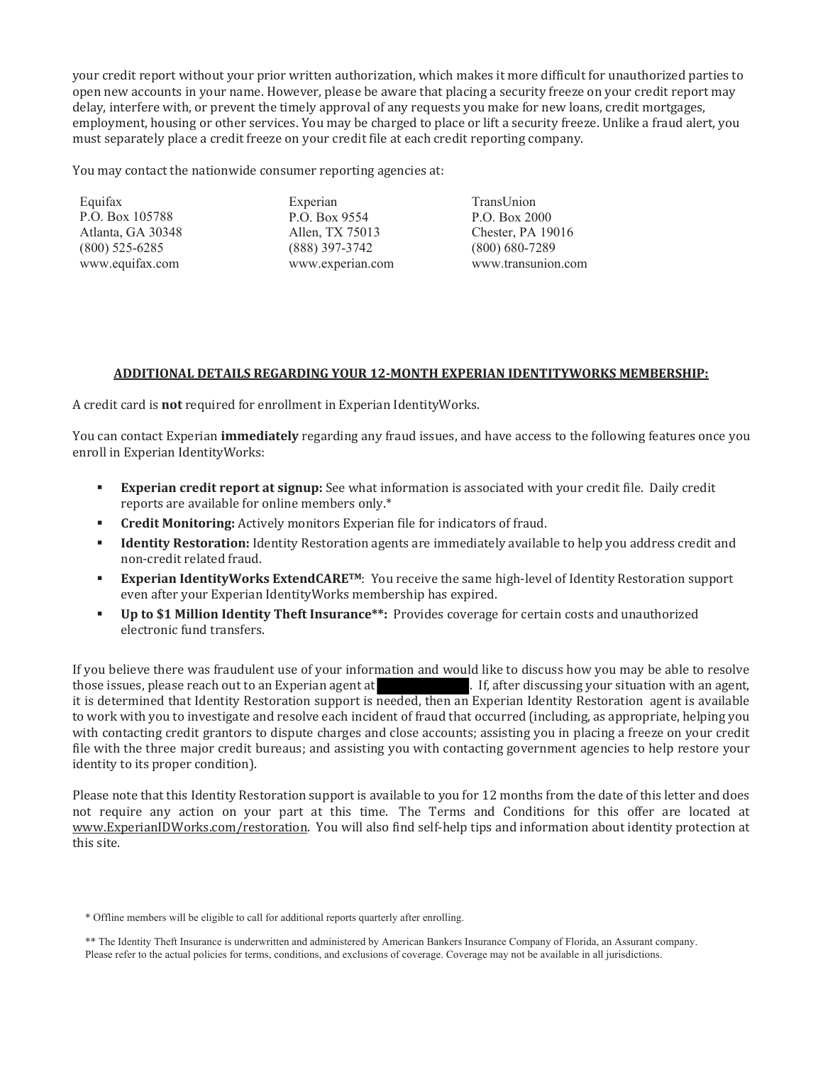your credit report without your prior written authorization, which makes it more difficult for unauthorized parties to open new accounts in your name. However, please be aware that placing a security freeze on your credit report may delay, interfere with, or prevent the timely approval of any requests you make for new loans, credit mortgages, employment, housing or other services. You may be charged to place or lift a security freeze. Unlike a fraud alert, you must separately place a credit freeze on your credit file at each credit reporting company.

You may contact the nationwide consumer reporting agencies at:

| | | |
|---|---|---|
| Equifax | Experian | TransUnion |
| P.O. Box 105788 | P.O. Box 9554 | P.O. Box 2000 |
| Atlanta, GA 30348 | Allen, TX 75013 | Chester, PA 19016 |
| (800) 525-6285 | (888) 397-3742 | (800) 680-7289 |
| www.equifax.com | www.experian.com | www.transunion.com |

**ADDITIONAL DETAILS REGARDING YOUR 12-MONTH EXPERIAN IDENTITYWORKS MEMBERSHIP:**

A credit card is **not** required for enrollment in Experian IdentityWorks.

You can contact Experian **immediately** regarding any fraud issues, and have access to the following features once you enroll in Experian IdentityWorks:

- **Experian credit report at signup:** See what information is associated with your credit file. Daily credit reports are available for online members only.*
- **Credit Monitoring:** Actively monitors Experian file for indicators of fraud.
- **Identity Restoration:** Identity Restoration agents are immediately available to help you address credit and non-credit related fraud.
- **Experian IdentityWorks ExtendCARE™:** You receive the same high-level of Identity Restoration support even after your Experian IdentityWorks membership has expired.
- **Up to $1 Million Identity Theft Insurance**:** Provides coverage for certain costs and unauthorized electronic fund transfers.

If you believe there was fraudulent use of your information and would like to discuss how you may be able to resolve those issues, please reach out to an Experian agent at [REDACTED]. If, after discussing your situation with an agent, it is determined that Identity Restoration support is needed, then an Experian Identity Restoration agent is available to work with you to investigate and resolve each incident of fraud that occurred (including, as appropriate, helping you with contacting credit grantors to dispute charges and close accounts; assisting you in placing a freeze on your credit file with the three major credit bureaus; and assisting you with contacting government agencies to help restore your identity to its proper condition).

Please note that this Identity Restoration support is available to you for 12 months from the date of this letter and does not require any action on your part at this time. The Terms and Conditions for this offer are located at www.ExperianIDWorks.com/restoration. You will also find self-help tips and information about identity protection at this site.

\* Offline members will be eligible to call for additional reports quarterly after enrolling.

\*\* The Identity Theft Insurance is underwritten and administered by American Bankers Insurance Company of Florida, an Assurant company. Please refer to the actual policies for terms, conditions, and exclusions of coverage. Coverage may not be available in all jurisdictions.